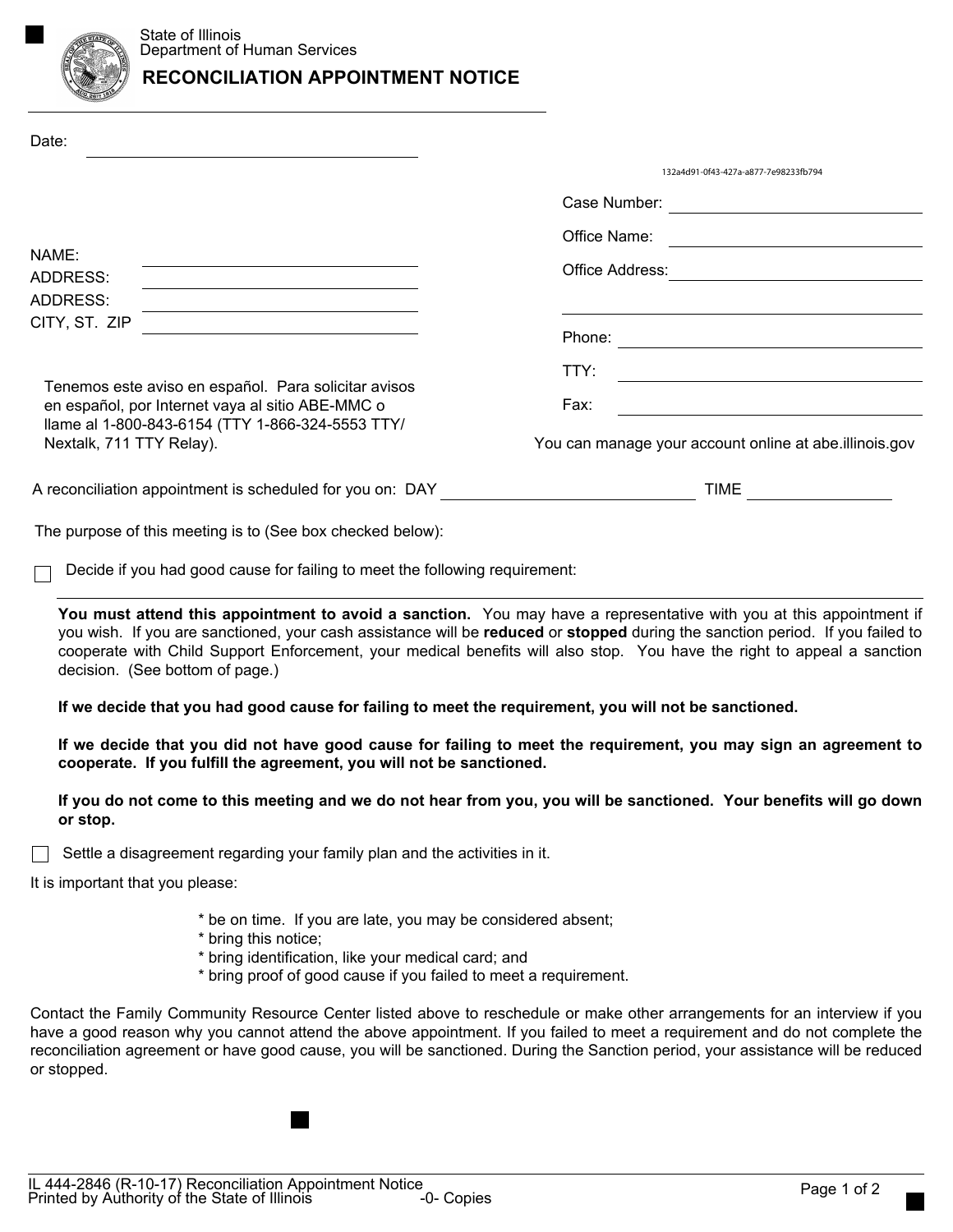State of Illinois
Department of Human Services

# RECONCILIATION APPOINTMENT NOTICE

Date: ____________________

132a4d91-0f43-427a-a877-7e98233fb794

Case Number: ____________________

Office Name: ____________________

Office Address: ____________________

____________________

Phone: ____________________

TTY: ____________________

Fax: ____________________

NAME:
ADDRESS: ____________________
ADDRESS: ____________________
CITY, ST. ZIP ____________________

Tenemos este aviso en español. Para solicitar avisos en español, por Internet vaya al sitio ABE-MMC o llame al 1-800-843-6154 (TTY 1-866-324-5553 TTY/ Nextalk, 711 TTY Relay).

You can manage your account online at abe.illinois.gov

A reconciliation appointment is scheduled for you on: DAY ____________________ TIME ____________

The purpose of this meeting is to (See box checked below):

☐ Decide if you had good cause for failing to meet the following requirement:

____________________

**You must attend this appointment to avoid a sanction.** You may have a representative with you at this appointment if you wish. If you are sanctioned, your cash assistance will be **reduced** or **stopped** during the sanction period. If you failed to cooperate with Child Support Enforcement, your medical benefits will also stop. You have the right to appeal a sanction decision. (See bottom of page.)

**If we decide that you had good cause for failing to meet the requirement, you will not be sanctioned.**

**If we decide that you did not have good cause for failing to meet the requirement, you may sign an agreement to cooperate. If you fulfill the agreement, you will not be sanctioned.**

**If you do not come to this meeting and we do not hear from you, you will be sanctioned. Your benefits will go down or stop.**

☐ Settle a disagreement regarding your family plan and the activities in it.

It is important that you please:

* be on time. If you are late, you may be considered absent;
* bring this notice;
* bring identification, like your medical card; and
* bring proof of good cause if you failed to meet a requirement.

Contact the Family Community Resource Center listed above to reschedule or make other arrangements for an interview if you have a good reason why you cannot attend the above appointment. If you failed to meet a requirement and do not complete the reconciliation agreement or have good cause, you will be sanctioned. During the Sanction period, your assistance will be reduced or stopped.

IL 444-2846 (R-10-17) Reconciliation Appointment Notice
Printed by Authority of the State of Illinois -0- Copies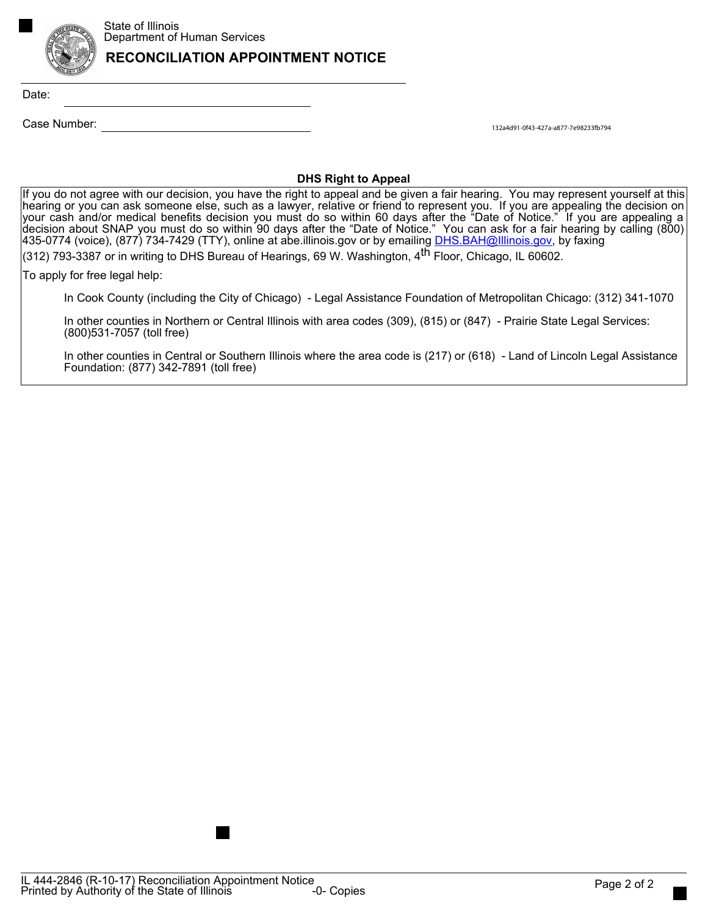State of Illinois
Department of Human Services

# RECONCILIATION APPOINTMENT NOTICE

Date: ______________________________

Case Number: ______________________________

132a4d91-0f43-427a-a877-7e98233fb794

### DHS Right to Appeal

If you do not agree with our decision, you have the right to appeal and be given a fair hearing. You may represent yourself at this hearing or you can ask someone else, such as a lawyer, relative or friend to represent you. If you are appealing the decision on your cash and/or medical benefits decision you must do so within 60 days after the “Date of Notice.” If you are appealing a decision about SNAP you must do so within 90 days after the “Date of Notice.” You can ask for a fair hearing by calling (800) 435-0774 (voice), (877) 734-7429 (TTY), online at abe.illinois.gov or by emailing DHS.BAH@Illinois.gov, by faxing (312) 793-3387 or in writing to DHS Bureau of Hearings, 69 W. Washington, 4th Floor, Chicago, IL 60602.

To apply for free legal help:

In Cook County (including the City of Chicago) - Legal Assistance Foundation of Metropolitan Chicago: (312) 341-1070

In other counties in Northern or Central Illinois with area codes (309), (815) or (847) - Prairie State Legal Services: (800)531-7057 (toll free)

In other counties in Central or Southern Illinois where the area code is (217) or (618) - Land of Lincoln Legal Assistance Foundation: (877) 342-7891 (toll free)

IL 444-2846 (R-10-17) Reconciliation Appointment Notice
Printed by Authority of the State of Illinois -0- Copies